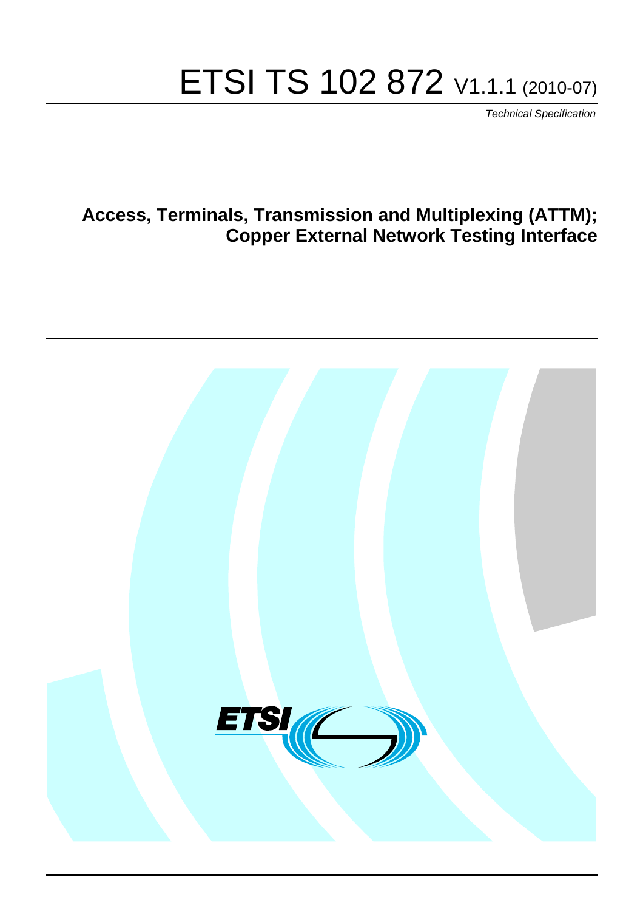# ETSI TS 102 872 V1.1.1 (2010-07)

*Technical Specification*

## Access, Terminals, Transmission and Multiplexing (ATTM); Copper External Network Testing Interface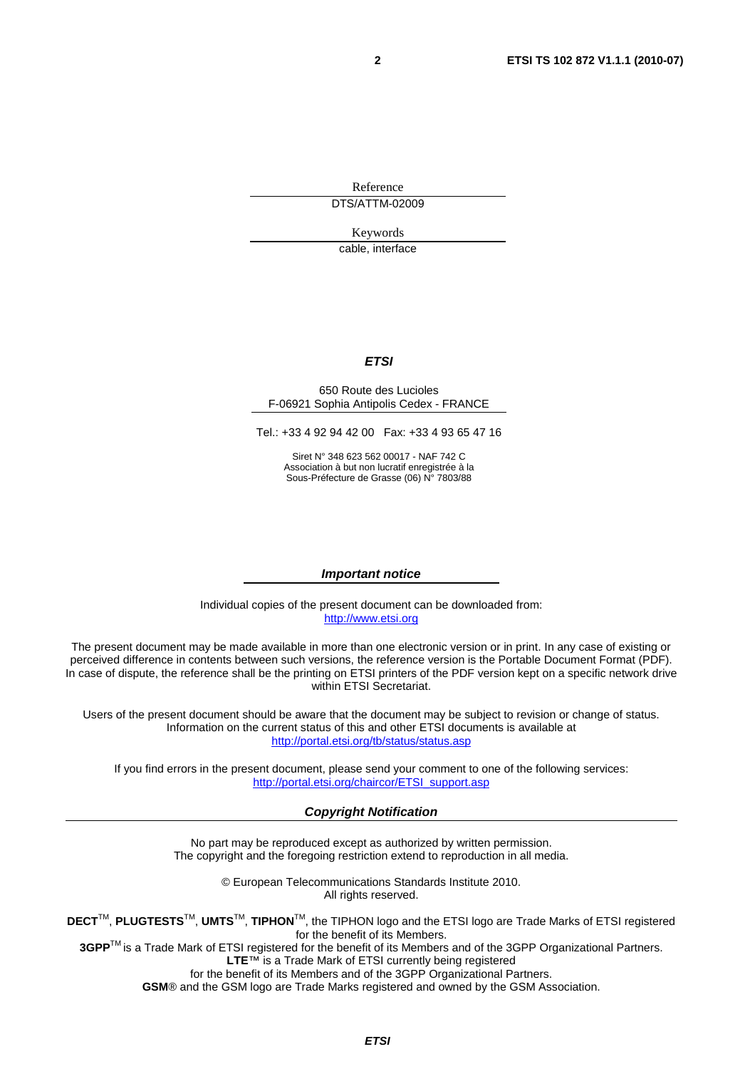Reference

DTS/ATTM-02009

Keywords

cable, interface

***ETSI***

650 Route des Lucioles
F-06921 Sophia Antipolis Cedex - FRANCE

Tel.: +33 4 92 94 42 00 Fax: +33 4 93 65 47 16

Siret N° 348 623 562 00017 - NAF 742 C
Association à but non lucratif enregistrée à la
Sous-Préfecture de Grasse (06) N° 7803/88

***Important notice***

Individual copies of the present document can be downloaded from:
http://www.etsi.org

The present document may be made available in more than one electronic version or in print. In any case of existing or perceived difference in contents between such versions, the reference version is the Portable Document Format (PDF). In case of dispute, the reference shall be the printing on ETSI printers of the PDF version kept on a specific network drive within ETSI Secretariat.

Users of the present document should be aware that the document may be subject to revision or change of status. Information on the current status of this and other ETSI documents is available at
http://portal.etsi.org/tb/status/status.asp

If you find errors in the present document, please send your comment to one of the following services:
http://portal.etsi.org/chaircor/ETSI_support.asp

***Copyright Notification***

No part may be reproduced except as authorized by written permission.
The copyright and the foregoing restriction extend to reproduction in all media.

© European Telecommunications Standards Institute 2010.
All rights reserved.

**DECT**™, **PLUGTESTS**™, **UMTS**™, **TIPHON**™, the TIPHON logo and the ETSI logo are Trade Marks of ETSI registered for the benefit of its Members.
**3GPP**™ is a Trade Mark of ETSI registered for the benefit of its Members and of the 3GPP Organizational Partners.
**LTE**™ is a Trade Mark of ETSI currently being registered
for the benefit of its Members and of the 3GPP Organizational Partners.
**GSM**® and the GSM logo are Trade Marks registered and owned by the GSM Association.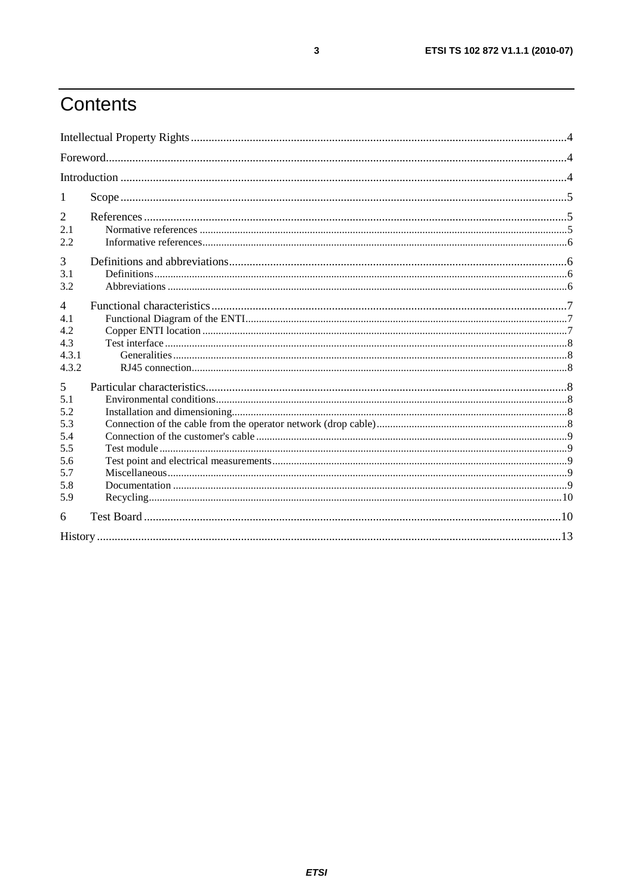# Contents

Intellectual Property Rights .....4
Foreword.....4
Introduction .....4
1 Scope.....5
2 References.....5
2.1 Normative references .....5
2.2 Informative references.....6
3 Definitions and abbreviations.....6
3.1 Definitions.....6
3.2 Abbreviations .....6
4 Functional characteristics.....7
4.1 Functional Diagram of the ENTI.....7
4.2 Copper ENTI location .....7
4.3 Test interface .....8
4.3.1 Generalities .....8
4.3.2 RJ45 connection.....8
5 Particular characteristics.....8
5.1 Environmental conditions.....8
5.2 Installation and dimensioning.....8
5.3 Connection of the cable from the operator network (drop cable).....8
5.4 Connection of the customer's cable .....9
5.5 Test module .....9
5.6 Test point and electrical measurements.....9
5.7 Miscellaneous.....9
5.8 Documentation .....9
5.9 Recycling.....10
6 Test Board .....10
History .....13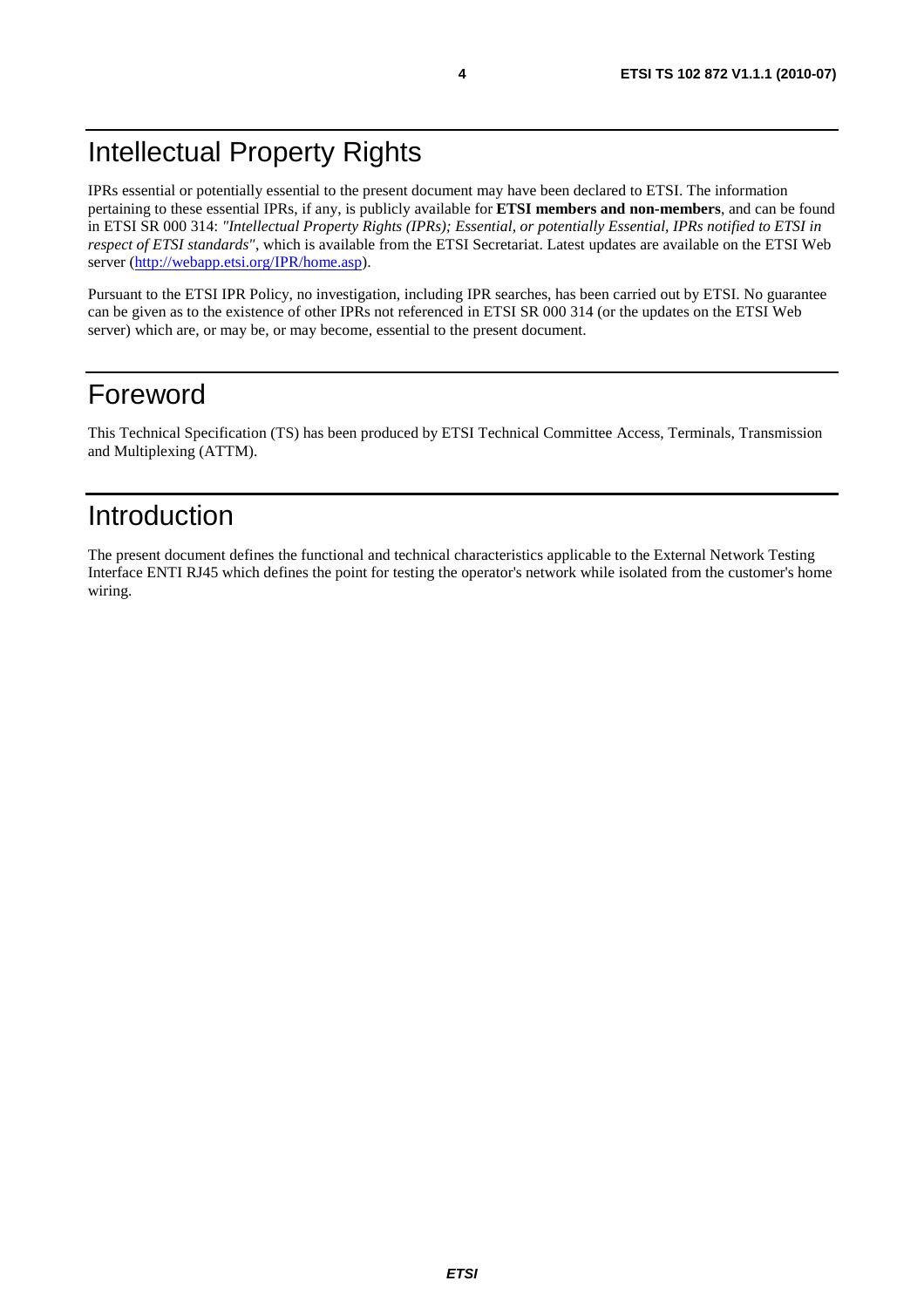# Intellectual Property Rights

IPRs essential or potentially essential to the present document may have been declared to ETSI. The information pertaining to these essential IPRs, if any, is publicly available for **ETSI members and non-members**, and can be found in ETSI SR 000 314: *"Intellectual Property Rights (IPRs); Essential, or potentially Essential, IPRs notified to ETSI in respect of ETSI standards"*, which is available from the ETSI Secretariat. Latest updates are available on the ETSI Web server (http://webapp.etsi.org/IPR/home.asp).

Pursuant to the ETSI IPR Policy, no investigation, including IPR searches, has been carried out by ETSI. No guarantee can be given as to the existence of other IPRs not referenced in ETSI SR 000 314 (or the updates on the ETSI Web server) which are, or may be, or may become, essential to the present document.

# Foreword

This Technical Specification (TS) has been produced by ETSI Technical Committee Access, Terminals, Transmission and Multiplexing (ATTM).

# Introduction

The present document defines the functional and technical characteristics applicable to the External Network Testing Interface ENTI RJ45 which defines the point for testing the operator's network while isolated from the customer's home wiring.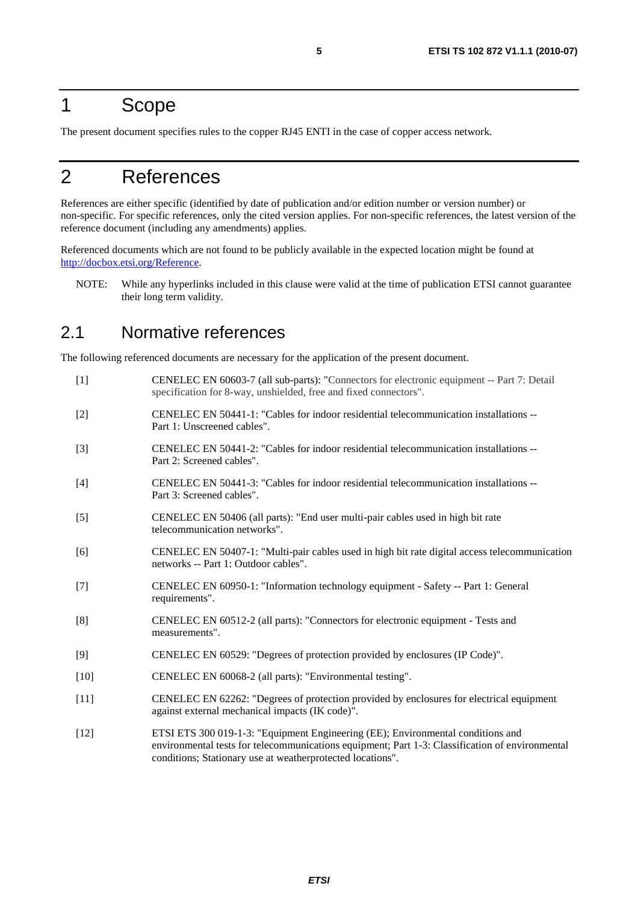# 1 Scope

The present document specifies rules to the copper RJ45 ENTI in the case of copper access network.

# 2 References

References are either specific (identified by date of publication and/or edition number or version number) or non-specific. For specific references, only the cited version applies. For non-specific references, the latest version of the reference document (including any amendments) applies.

Referenced documents which are not found to be publicly available in the expected location might be found at http://docbox.etsi.org/Reference.

NOTE: While any hyperlinks included in this clause were valid at the time of publication ETSI cannot guarantee their long term validity.

## 2.1 Normative references

The following referenced documents are necessary for the application of the present document.

[1] CENELEC EN 60603-7 (all sub-parts): "Connectors for electronic equipment -- Part 7: Detail specification for 8-way, unshielded, free and fixed connectors".

[2] CENELEC EN 50441-1: "Cables for indoor residential telecommunication installations -- Part 1: Unscreened cables".

[3] CENELEC EN 50441-2: "Cables for indoor residential telecommunication installations -- Part 2: Screened cables".

[4] CENELEC EN 50441-3: "Cables for indoor residential telecommunication installations -- Part 3: Screened cables".

[5] CENELEC EN 50406 (all parts): "End user multi-pair cables used in high bit rate telecommunication networks".

[6] CENELEC EN 50407-1: "Multi-pair cables used in high bit rate digital access telecommunication networks -- Part 1: Outdoor cables".

[7] CENELEC EN 60950-1: "Information technology equipment - Safety -- Part 1: General requirements".

[8] CENELEC EN 60512-2 (all parts): "Connectors for electronic equipment - Tests and measurements".

[9] CENELEC EN 60529: "Degrees of protection provided by enclosures (IP Code)".

[10] CENELEC EN 60068-2 (all parts): "Environmental testing".

[11] CENELEC EN 62262: "Degrees of protection provided by enclosures for electrical equipment against external mechanical impacts (IK code)".

[12] ETSI ETS 300 019-1-3: "Equipment Engineering (EE); Environmental conditions and environmental tests for telecommunications equipment; Part 1-3: Classification of environmental conditions; Stationary use at weatherprotected locations".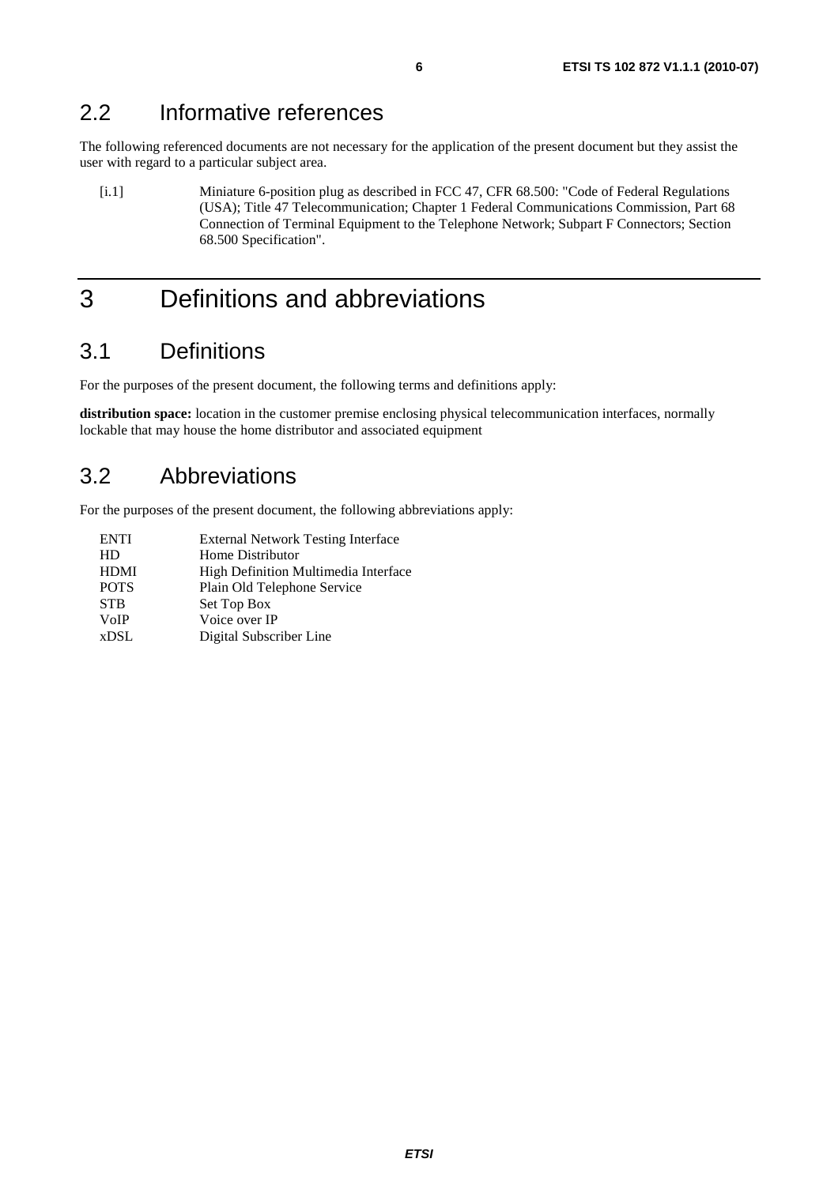## 2.2 Informative references

The following referenced documents are not necessary for the application of the present document but they assist the user with regard to a particular subject area.

[i.1] Miniature 6-position plug as described in FCC 47, CFR 68.500: "Code of Federal Regulations (USA); Title 47 Telecommunication; Chapter 1 Federal Communications Commission, Part 68 Connection of Terminal Equipment to the Telephone Network; Subpart F Connectors; Section 68.500 Specification".

# 3 Definitions and abbreviations

## 3.1 Definitions

For the purposes of the present document, the following terms and definitions apply:

**distribution space:** location in the customer premise enclosing physical telecommunication interfaces, normally lockable that may house the home distributor and associated equipment

## 3.2 Abbreviations

For the purposes of the present document, the following abbreviations apply:

| | |
|---|---|
| ENTI | External Network Testing Interface |
| HD | Home Distributor |
| HDMI | High Definition Multimedia Interface |
| POTS | Plain Old Telephone Service |
| STB | Set Top Box |
| VoIP | Voice over IP |
| xDSL | Digital Subscriber Line |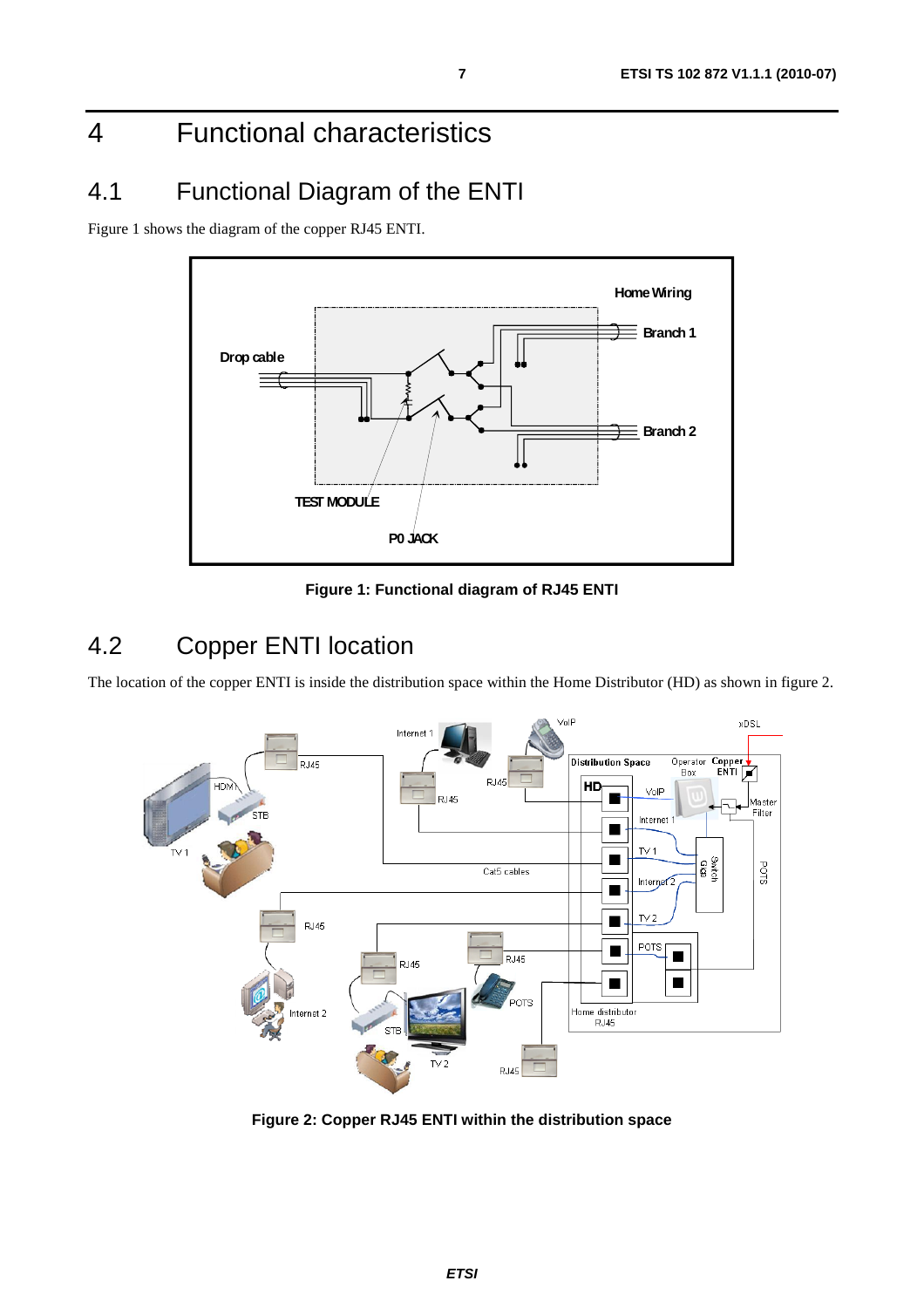# 4 Functional characteristics

## 4.1 Functional Diagram of the ENTI

Figure 1 shows the diagram of the copper RJ45 ENTI.

**Figure 1: Functional diagram of RJ45 ENTI**

## 4.2 Copper ENTI location

The location of the copper ENTI is inside the distribution space within the Home Distributor (HD) as shown in figure 2.

**Figure 2: Copper RJ45 ENTI within the distribution space**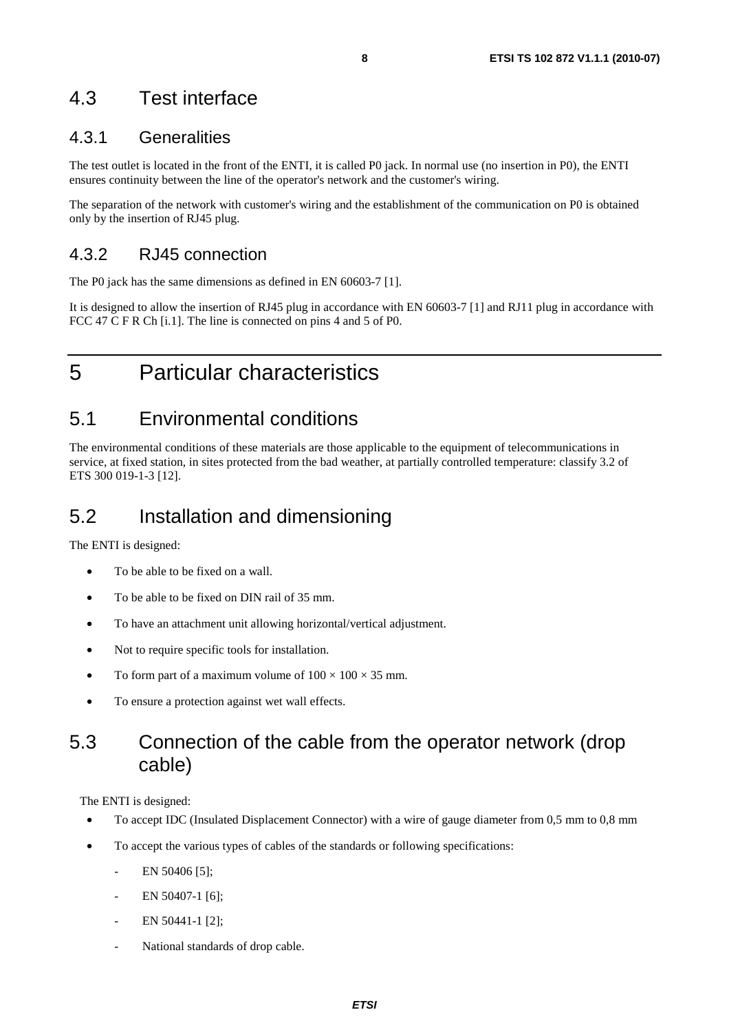## 4.3 Test interface

### 4.3.1 Generalities

The test outlet is located in the front of the ENTI, it is called P0 jack. In normal use (no insertion in P0), the ENTI ensures continuity between the line of the operator's network and the customer's wiring.

The separation of the network with customer's wiring and the establishment of the communication on P0 is obtained only by the insertion of RJ45 plug.

### 4.3.2 RJ45 connection

The P0 jack has the same dimensions as defined in EN 60603-7 [1].

It is designed to allow the insertion of RJ45 plug in accordance with EN 60603-7 [1] and RJ11 plug in accordance with FCC 47 C F R Ch [i.1]. The line is connected on pins 4 and 5 of P0.

# 5 Particular characteristics

## 5.1 Environmental conditions

The environmental conditions of these materials are those applicable to the equipment of telecommunications in service, at fixed station, in sites protected from the bad weather, at partially controlled temperature: classify 3.2 of ETS 300 019-1-3 [12].

## 5.2 Installation and dimensioning

The ENTI is designed:

- To be able to be fixed on a wall.
- To be able to be fixed on DIN rail of 35 mm.
- To have an attachment unit allowing horizontal/vertical adjustment.
- Not to require specific tools for installation.
- To form part of a maximum volume of 100 × 100 × 35 mm.
- To ensure a protection against wet wall effects.

## 5.3 Connection of the cable from the operator network (drop cable)

The ENTI is designed:

- To accept IDC (Insulated Displacement Connector) with a wire of gauge diameter from 0,5 mm to 0,8 mm
- To accept the various types of cables of the standards or following specifications:
  - EN 50406 [5];
  - EN 50407-1 [6];
  - EN 50441-1 [2];
  - National standards of drop cable.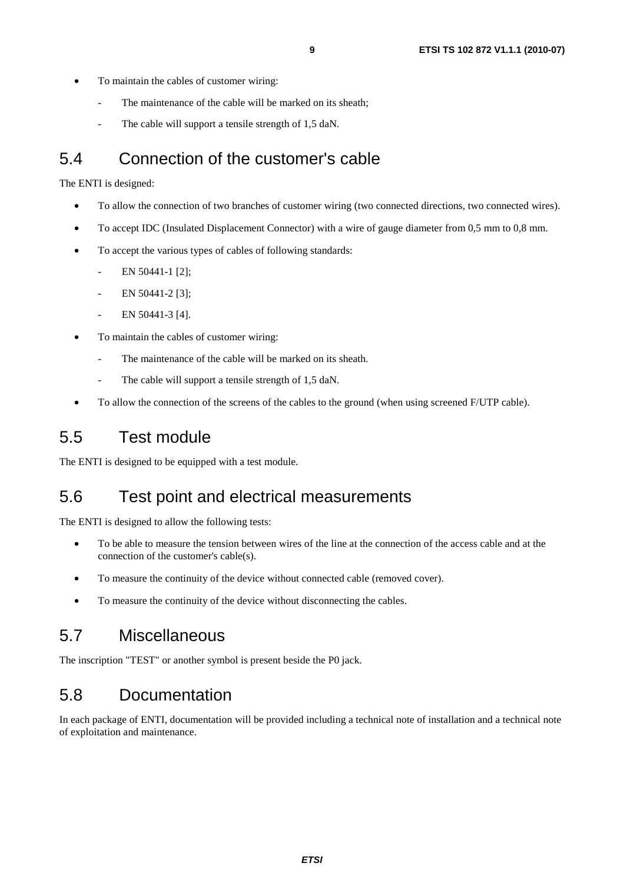- To maintain the cables of customer wiring:
  - The maintenance of the cable will be marked on its sheath;
  - The cable will support a tensile strength of 1,5 daN.

## 5.4 Connection of the customer's cable

The ENTI is designed:

- To allow the connection of two branches of customer wiring (two connected directions, two connected wires).
- To accept IDC (Insulated Displacement Connector) with a wire of gauge diameter from 0,5 mm to 0,8 mm.
- To accept the various types of cables of following standards:
  - EN 50441-1 [2];
  - EN 50441-2 [3];
  - EN 50441-3 [4].
- To maintain the cables of customer wiring:
  - The maintenance of the cable will be marked on its sheath.
  - The cable will support a tensile strength of 1,5 daN.
- To allow the connection of the screens of the cables to the ground (when using screened F/UTP cable).

## 5.5 Test module

The ENTI is designed to be equipped with a test module.

## 5.6 Test point and electrical measurements

The ENTI is designed to allow the following tests:

- To be able to measure the tension between wires of the line at the connection of the access cable and at the connection of the customer's cable(s).
- To measure the continuity of the device without connected cable (removed cover).
- To measure the continuity of the device without disconnecting the cables.

## 5.7 Miscellaneous

The inscription "TEST" or another symbol is present beside the P0 jack.

## 5.8 Documentation

In each package of ENTI, documentation will be provided including a technical note of installation and a technical note of exploitation and maintenance.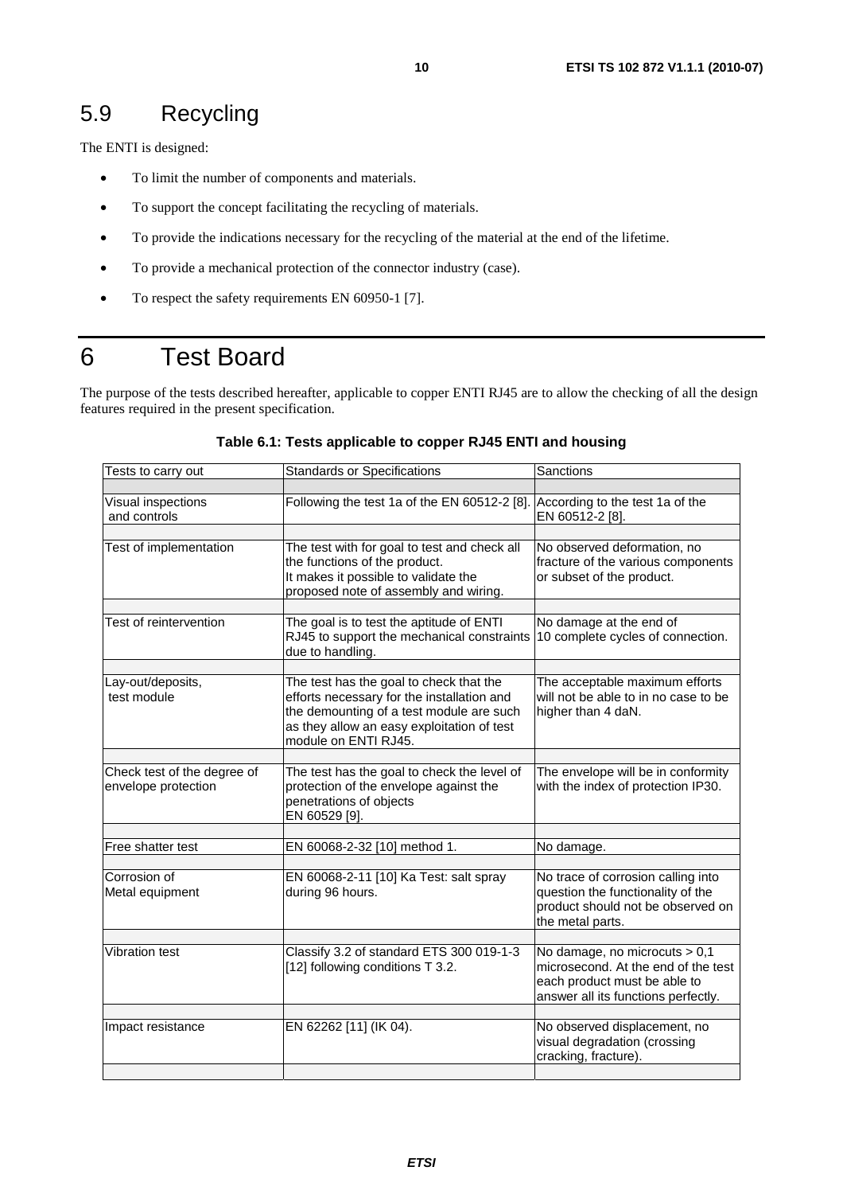## 5.9 Recycling

The ENTI is designed:

- To limit the number of components and materials.
- To support the concept facilitating the recycling of materials.
- To provide the indications necessary for the recycling of the material at the end of the lifetime.
- To provide a mechanical protection of the connector industry (case).
- To respect the safety requirements EN 60950-1 [7].

# 6 Test Board

The purpose of the tests described hereafter, applicable to copper ENTI RJ45 are to allow the checking of all the design features required in the present specification.

**Table 6.1: Tests applicable to copper RJ45 ENTI and housing**

| Tests to carry out | Standards or Specifications | Sanctions |
|---|---|---|
| | | |
| Visual inspections and controls | Following the test 1a of the EN 60512-2 [8]. | According to the test 1a of the EN 60512-2 [8]. |
| | | |
| Test of implementation | The test with for goal to test and check all the functions of the product. It makes it possible to validate the proposed note of assembly and wiring. | No observed deformation, no fracture of the various components or subset of the product. |
| | | |
| Test of reintervention | The goal is to test the aptitude of ENTI RJ45 to support the mechanical constraints due to handling. | No damage at the end of 10 complete cycles of connection. |
| | | |
| Lay-out/deposits, test module | The test has the goal to check that the efforts necessary for the installation and the demounting of a test module are such as they allow an easy exploitation of test module on ENTI RJ45. | The acceptable maximum efforts will not be able to in no case to be higher than 4 daN. |
| | | |
| Check test of the degree of envelope protection | The test has the goal to check the level of protection of the envelope against the penetrations of objects EN 60529 [9]. | The envelope will be in conformity with the index of protection IP30. |
| | | |
| Free shatter test | EN 60068-2-32 [10] method 1. | No damage. |
| | | |
| Corrosion of Metal equipment | EN 60068-2-11 [10] Ka Test: salt spray during 96 hours. | No trace of corrosion calling into question the functionality of the product should not be observed on the metal parts. |
| | | |
| Vibration test | Classify 3.2 of standard ETS 300 019-1-3 [12] following conditions T 3.2. | No damage, no microcuts > 0,1 microsecond. At the end of the test each product must be able to answer all its functions perfectly. |
| | | |
| Impact resistance | EN 62262 [11] (IK 04). | No observed displacement, no visual degradation (crossing cracking, fracture). |
| | | |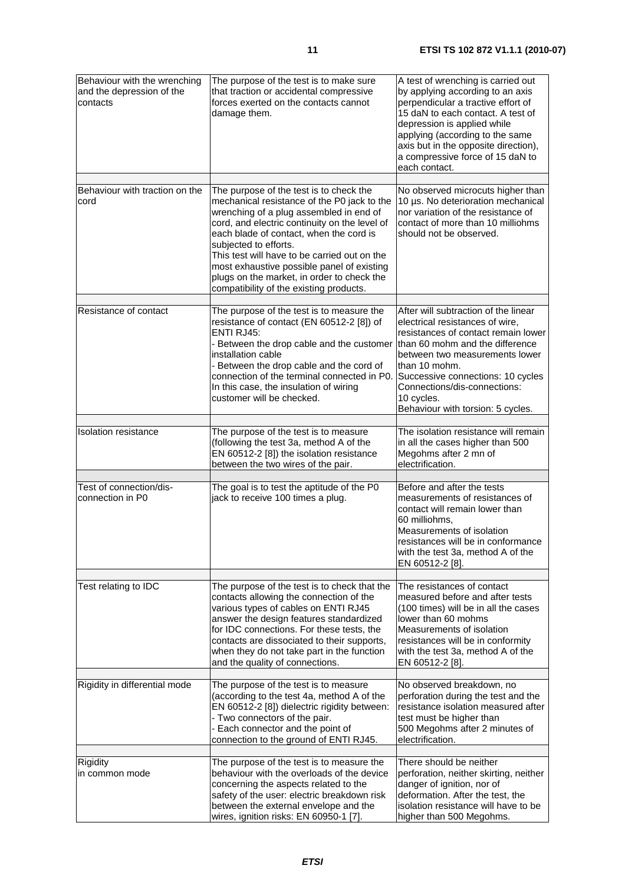| | | |
|---|---|---|
| Behaviour with the wrenching and the depression of the contacts | The purpose of the test is to make sure that traction or accidental compressive forces exerted on the contacts cannot damage them. | A test of wrenching is carried out by applying according to an axis perpendicular a tractive effort of 15 daN to each contact. A test of depression is applied while applying (according to the same axis but in the opposite direction), a compressive force of 15 daN to each contact. |
| | | |
| Behaviour with traction on the cord | The purpose of the test is to check the mechanical resistance of the P0 jack to the wrenching of a plug assembled in end of cord, and electric continuity on the level of each blade of contact, when the cord is subjected to efforts.<br>This test will have to be carried out on the most exhaustive possible panel of existing plugs on the market, in order to check the compatibility of the existing products. | No observed microcuts higher than 10 µs. No deterioration mechanical nor variation of the resistance of contact of more than 10 milliohms should not be observed. |
| | | |
| Resistance of contact | The purpose of the test is to measure the resistance of contact (EN 60512-2 [8]) of ENTI RJ45:<br>- Between the drop cable and the customer installation cable<br>- Between the drop cable and the cord of connection of the terminal connected in P0.<br>In this case, the insulation of wiring customer will be checked. | After will subtraction of the linear electrical resistances of wire, resistances of contact remain lower than 60 mohm and the difference between two measurements lower than 10 mohm.<br>Successive connections: 10 cycles<br>Connections/dis-connections: 10 cycles.<br>Behaviour with torsion: 5 cycles. |
| | | |
| Isolation resistance | The purpose of the test is to measure (following the test 3a, method A of the EN 60512-2 [8]) the isolation resistance between the two wires of the pair. | The isolation resistance will remain in all the cases higher than 500 Megohms after 2 mn of electrification. |
| | | |
| Test of connection/dis-connection in P0 | The goal is to test the aptitude of the P0 jack to receive 100 times a plug. | Before and after the tests measurements of resistances of contact will remain lower than 60 milliohms,<br>Measurements of isolation resistances will be in conformance with the test 3a, method A of the EN 60512-2 [8]. |
| | | |
| Test relating to IDC | The purpose of the test is to check that the contacts allowing the connection of the various types of cables on ENTI RJ45 answer the design features standardized for IDC connections. For these tests, the contacts are dissociated to their supports, when they do not take part in the function and the quality of connections. | The resistances of contact measured before and after tests (100 times) will be in all the cases lower than 60 mohms<br>Measurements of isolation resistances will be in conformity with the test 3a, method A of the EN 60512-2 [8]. |
| | | |
| Rigidity in differential mode | The purpose of the test is to measure (according to the test 4a, method A of the EN 60512-2 [8]) dielectric rigidity between:<br>- Two connectors of the pair.<br>- Each connector and the point of connection to the ground of ENTI RJ45. | No observed breakdown, no perforation during the test and the resistance isolation measured after test must be higher than 500 Megohms after 2 minutes of electrification. |
| | | |
| Rigidity in common mode | The purpose of the test is to measure the behaviour with the overloads of the device concerning the aspects related to the safety of the user: electric breakdown risk between the external envelope and the wires, ignition risks: EN 60950-1 [7]. | There should be neither perforation, neither skirting, neither danger of ignition, nor of deformation. After the test, the isolation resistance will have to be higher than 500 Megohms. |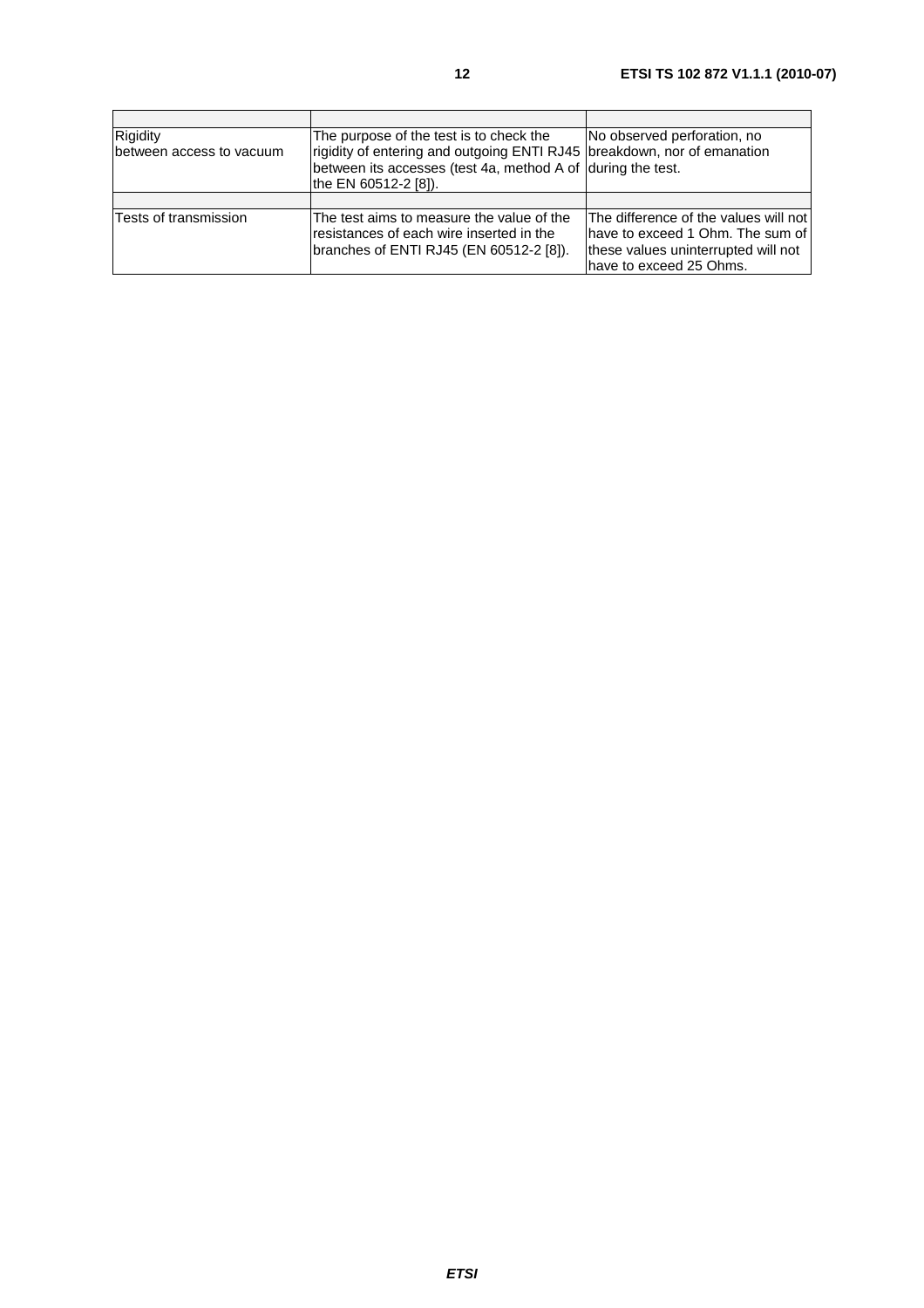| | | |
|---|---|---|
| Rigidity between access to vacuum | The purpose of the test is to check the rigidity of entering and outgoing ENTI RJ45 between its accesses (test 4a, method A of the EN 60512-2 [8]). | No observed perforation, no breakdown, nor of emanation during the test. |
| | | |
| Tests of transmission | The test aims to measure the value of the resistances of each wire inserted in the branches of ENTI RJ45 (EN 60512-2 [8]). | The difference of the values will not have to exceed 1 Ohm. The sum of these values uninterrupted will not have to exceed 25 Ohms. |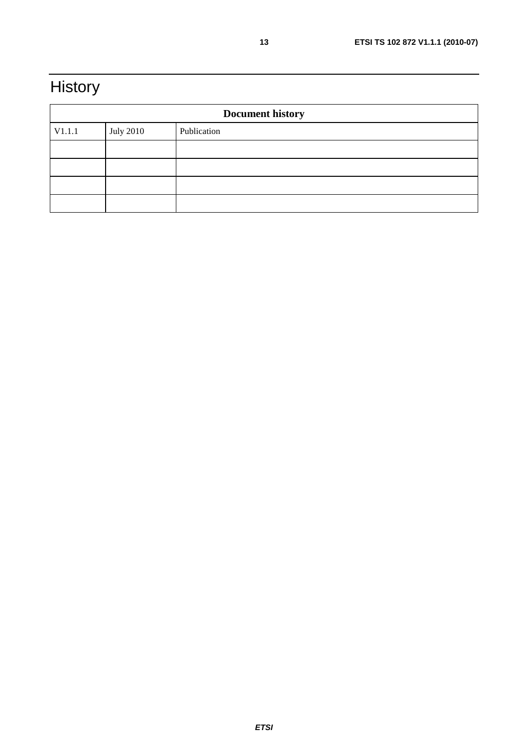# History

| Document history | | |
|---|---|---|
| V1.1.1 | July 2010 | Publication |
| | | |
| | | |
| | | |
| | | |